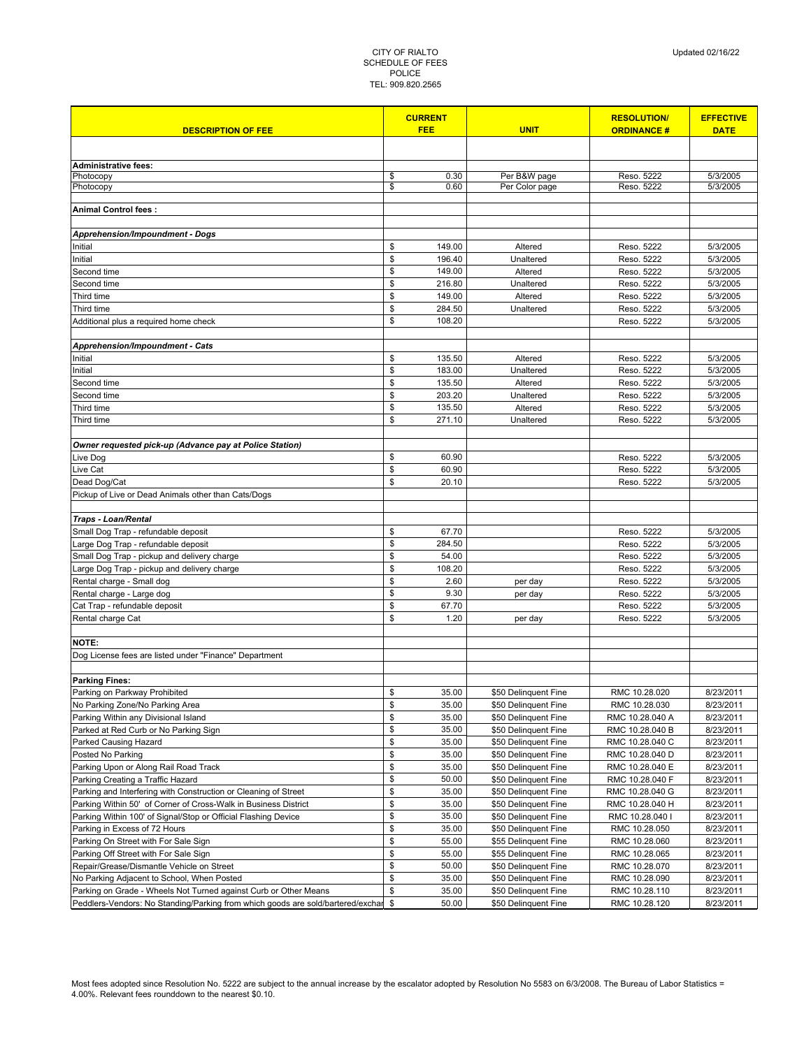CITY OF RIALTO
SCHEDULE OF FEES
POLICE
TEL: 909.820.2565

Updated 02/16/22

| DESCRIPTION OF FEE | CURRENT FEE | UNIT | RESOLUTION/ ORDINANCE # | EFFECTIVE DATE |
|---|---|---|---|---|
| | | | | |
| **Administrative fees:** | | | | |
| Photocopy | $ 0.30 | Per B&W page | Reso. 5222 | 5/3/2005 |
| Photocopy | $ 0.60 | Per Color page | Reso. 5222 | 5/3/2005 |
| | | | | |
| **Animal Control fees :** | | | | |
| | | | | |
| ***Apprehension/Impoundment - Dogs*** | | | | |
| Initial | $ 149.00 | Altered | Reso. 5222 | 5/3/2005 |
| Initial | $ 196.40 | Unaltered | Reso. 5222 | 5/3/2005 |
| Second time | $ 149.00 | Altered | Reso. 5222 | 5/3/2005 |
| Second time | $ 216.80 | Unaltered | Reso. 5222 | 5/3/2005 |
| Third time | $ 149.00 | Altered | Reso. 5222 | 5/3/2005 |
| Third time | $ 284.50 | Unaltered | Reso. 5222 | 5/3/2005 |
| Additional plus a required home check | $ 108.20 | | Reso. 5222 | 5/3/2005 |
| | | | | |
| ***Apprehension/Impoundment - Cats*** | | | | |
| Initial | $ 135.50 | Altered | Reso. 5222 | 5/3/2005 |
| Initial | $ 183.00 | Unaltered | Reso. 5222 | 5/3/2005 |
| Second time | $ 135.50 | Altered | Reso. 5222 | 5/3/2005 |
| Second time | $ 203.20 | Unaltered | Reso. 5222 | 5/3/2005 |
| Third time | $ 135.50 | Altered | Reso. 5222 | 5/3/2005 |
| Third time | $ 271.10 | Unaltered | Reso. 5222 | 5/3/2005 |
| | | | | |
| ***Owner requested pick-up (Advance pay at Police Station)*** | | | | |
| Live Dog | $ 60.90 | | Reso. 5222 | 5/3/2005 |
| Live Cat | $ 60.90 | | Reso. 5222 | 5/3/2005 |
| Dead Dog/Cat | $ 20.10 | | Reso. 5222 | 5/3/2005 |
| Pickup of Live or Dead Animals other than Cats/Dogs | | | | |
| | | | | |
| ***Traps - Loan/Rental*** | | | | |
| Small Dog Trap - refundable deposit | $ 67.70 | | Reso. 5222 | 5/3/2005 |
| Large Dog Trap - refundable deposit | $ 284.50 | | Reso. 5222 | 5/3/2005 |
| Small Dog Trap - pickup and delivery charge | $ 54.00 | | Reso. 5222 | 5/3/2005 |
| Large Dog Trap - pickup and delivery charge | $ 108.20 | | Reso. 5222 | 5/3/2005 |
| Rental charge - Small dog | $ 2.60 | per day | Reso. 5222 | 5/3/2005 |
| Rental charge - Large dog | $ 9.30 | per day | Reso. 5222 | 5/3/2005 |
| Cat Trap - refundable deposit | $ 67.70 | | Reso. 5222 | 5/3/2005 |
| Rental charge Cat | $ 1.20 | per day | Reso. 5222 | 5/3/2005 |
| | | | | |
| **NOTE:** | | | | |
| Dog License fees are listed under "Finance" Department | | | | |
| | | | | |
| **Parking Fines:** | | | | |
| Parking on Parkway Prohibited | $ 35.00 | $50 Delinquent Fine | RMC 10.28.020 | 8/23/2011 |
| No Parking Zone/No Parking Area | $ 35.00 | $50 Delinquent Fine | RMC 10.28.030 | 8/23/2011 |
| Parking Within any Divisional Island | $ 35.00 | $50 Delinquent Fine | RMC 10.28.040 A | 8/23/2011 |
| Parked at Red Curb or No Parking Sign | $ 35.00 | $50 Delinquent Fine | RMC 10.28.040 B | 8/23/2011 |
| Parked Causing Hazard | $ 35.00 | $50 Delinquent Fine | RMC 10.28.040 C | 8/23/2011 |
| Posted No Parking | $ 35.00 | $50 Delinquent Fine | RMC 10.28.040 D | 8/23/2011 |
| Parking Upon or Along Rail Road Track | $ 35.00 | $50 Delinquent Fine | RMC 10.28.040 E | 8/23/2011 |
| Parking Creating a Traffic Hazard | $ 50.00 | $50 Delinquent Fine | RMC 10.28.040 F | 8/23/2011 |
| Parking and Interfering with Construction or Cleaning of Street | $ 35.00 | $50 Delinquent Fine | RMC 10.28.040 G | 8/23/2011 |
| Parking Within 50' of Corner of Cross-Walk in Business District | $ 35.00 | $50 Delinquent Fine | RMC 10.28.040 H | 8/23/2011 |
| Parking Within 100' of Signal/Stop or Official Flashing Device | $ 35.00 | $50 Delinquent Fine | RMC 10.28.040 I | 8/23/2011 |
| Parking in Excess of 72 Hours | $ 35.00 | $50 Delinquent Fine | RMC 10.28.050 | 8/23/2011 |
| Parking On Street with For Sale Sign | $ 55.00 | $55 Delinquent Fine | RMC 10.28.060 | 8/23/2011 |
| Parking Off Street with For Sale Sign | $ 55.00 | $55 Delinquent Fine | RMC 10.28.065 | 8/23/2011 |
| Repair/Grease/Dismantle Vehicle on Street | $ 50.00 | $50 Delinquent Fine | RMC 10.28.070 | 8/23/2011 |
| No Parking Adjacent to School, When Posted | $ 35.00 | $50 Delinquent Fine | RMC 10.28.090 | 8/23/2011 |
| Parking on Grade - Wheels Not Turned against Curb or Other Means | $ 35.00 | $50 Delinquent Fine | RMC 10.28.110 | 8/23/2011 |
| Peddlers-Vendors: No Standing/Parking from which goods are sold/bartered/exchar | $ 50.00 | $50 Delinquent Fine | RMC 10.28.120 | 8/23/2011 |

Most fees adopted since Resolution No. 5222 are subject to the annual increase by the escalator adopted by Resolution No 5583 on 6/3/2008. The Bureau of Labor Statistics = 4.00%. Relevant fees rounddown to the nearest $0.10.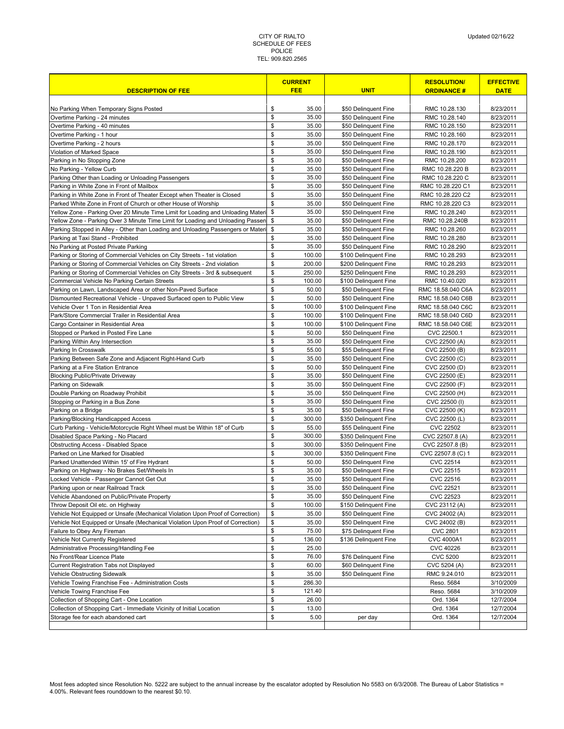CITY OF RIALTO
SCHEDULE OF FEES
POLICE
TEL: 909.820.2565

Updated 02/16/22

| DESCRIPTION OF FEE | CURRENT FEE | UNIT | RESOLUTION/ ORDINANCE # | EFFECTIVE DATE |
|---|---|---|---|---|
| No Parking When Temporary Signs Posted | $ 35.00 | $50 Delinquent Fine | RMC 10.28.130 | 8/23/2011 |
| Overtime Parking - 24 minutes | $ 35.00 | $50 Delinquent Fine | RMC 10.28.140 | 8/23/2011 |
| Overtime Parking - 40 minutes | $ 35.00 | $50 Delinquent Fine | RMC 10.28.150 | 8/23/2011 |
| Overtime Parking - 1 hour | $ 35.00 | $50 Delinquent Fine | RMC 10.28.160 | 8/23/2011 |
| Overtime Parking - 2 hours | $ 35.00 | $50 Delinquent Fine | RMC 10.28.170 | 8/23/2011 |
| Violation of Marked Space | $ 35.00 | $50 Delinquent Fine | RMC 10.28.190 | 8/23/2011 |
| Parking in No Stopping Zone | $ 35.00 | $50 Delinquent Fine | RMC 10.28.200 | 8/23/2011 |
| No Parking - Yellow Curb | $ 35.00 | $50 Delinquent Fine | RMC 10.28.220 B | 8/23/2011 |
| Parking Other than Loading or Unloading Passengers | $ 35.00 | $50 Delinquent Fine | RMC 10.28.220 C | 8/23/2011 |
| Parking in White Zone in Front of Mailbox | $ 35.00 | $50 Delinquent Fine | RMC 10.28.220 C1 | 8/23/2011 |
| Parking in White Zone in Front of Theater Except when Theater is Closed | $ 35.00 | $50 Delinquent Fine | RMC 10.28.220 C2 | 8/23/2011 |
| Parked White Zone in Front of Church or other House of Worship | $ 35.00 | $50 Delinquent Fine | RMC 10.28.220 C3 | 8/23/2011 |
| Yellow Zone - Parking Over 20 Minute Time Limit for Loading and Unloading Materi | $ 35.00 | $50 Delinquent Fine | RMC 10.28.240 | 8/23/2011 |
| Yellow Zone - Parking Over 3 Minute Time Limit for Loading and Unloading Passen | $ 35.00 | $50 Delinquent Fine | RMC 10.28.240B | 8/23/2011 |
| Parking Stopped in Alley - Other than Loading and Unloading Passengers or Materi | $ 35.00 | $50 Delinquent Fine | RMC 10.28.260 | 8/23/2011 |
| Parking at Taxi Stand - Prohibited | $ 35.00 | $50 Delinquent Fine | RMC 10.28.280 | 8/23/2011 |
| No Parking at Posted Private Parking | $ 35.00 | $50 Delinquent Fine | RMC 10.28.290 | 8/23/2011 |
| Parking or Storing of Commercial Vehicles on City Streets - 1st violation | $ 100.00 | $100 Delinquent Fine | RMC 10.28.293 | 8/23/2011 |
| Parking or Storing of Commercial Vehicles on City Streets - 2nd violation | $ 200.00 | $200 Delinquent Fine | RMC 10.28.293 | 8/23/2011 |
| Parking or Storing of Commercial Vehicles on City Streets - 3rd & subsequent | $ 250.00 | $250 Delinquent Fine | RMC 10.28.293 | 8/23/2011 |
| Commercial Vehicle No Parking Certain Streets | $ 100.00 | $100 Delinquent Fine | RMC 10.40.020 | 8/23/2011 |
| Parking on Lawn, Landscaped Area or other Non-Paved Surface | $ 50.00 | $50 Delinquent Fine | RMC 18.58.040 C6A | 8/23/2011 |
| Dismounted Recreational Vehicle - Unpaved Surfaced open to Public View | $ 50.00 | $50 Delinquent Fine | RMC 18.58.040 C6B | 8/23/2011 |
| Vehicle Over 1 Ton in Residential Area | $ 100.00 | $100 Delinquent Fine | RMC 18.58.040 C6C | 8/23/2011 |
| Park/Store Commercial Trailer in Residential Area | $ 100.00 | $100 Delinquent Fine | RMC 18.58.040 C6D | 8/23/2011 |
| Cargo Container in Residential Area | $ 100.00 | $100 Delinquent Fine | RMC 18.58.040 C6E | 8/23/2011 |
| Stopped or Parked in Posted Fire Lane | $ 50.00 | $50 Delinquent Fine | CVC 22500.1 | 8/23/2011 |
| Parking Within Any Intersection | $ 35.00 | $50 Delinquent Fine | CVC 22500 (A) | 8/23/2011 |
| Parking In Crosswalk | $ 55.00 | $55 Delinquent Fine | CVC 22500 (B) | 8/23/2011 |
| Parking Between Safe Zone and Adjacent Right-Hand Curb | $ 35.00 | $50 Delinquent Fine | CVC 22500 (C) | 8/23/2011 |
| Parking at a Fire Station Entrance | $ 50.00 | $50 Delinquent Fine | CVC 22500 (D) | 8/23/2011 |
| Blocking Public/Private Driveway | $ 35.00 | $50 Delinquent Fine | CVC 22500 (E) | 8/23/2011 |
| Parking on Sidewalk | $ 35.00 | $50 Delinquent Fine | CVC 22500 (F) | 8/23/2011 |
| Double Parking on Roadway Prohibit | $ 35.00 | $50 Delinquent Fine | CVC 22500 (H) | 8/23/2011 |
| Stopping or Parking in a Bus Zone | $ 35.00 | $50 Delinquent Fine | CVC 22500 (I) | 8/23/2011 |
| Parking on a Bridge | $ 35.00 | $50 Delinquent Fine | CVC 22500 (K) | 8/23/2011 |
| Parking/Blocking Handicapped Access | $ 300.00 | $350 Delinquent Fine | CVC 22500 (L) | 8/23/2011 |
| Curb Parking - Vehicle/Motorcycle Right Wheel must be Within 18" of Curb | $ 55.00 | $55 Delinquent Fine | CVC 22502 | 8/23/2011 |
| Disabled Space Parking - No Placard | $ 300.00 | $350 Delinquent Fine | CVC 22507.8 (A) | 8/23/2011 |
| Obstructing Access - Disabled Space | $ 300.00 | $350 Delinquent Fine | CVC 22507.8 (B) | 8/23/2011 |
| Parked on Line Marked for Disabled | $ 300.00 | $350 Delinquent Fine | CVC 22507.8 (C) 1 | 8/23/2011 |
| Parked Unattended Within 15' of Fire Hydrant | $ 50.00 | $50 Delinquent Fine | CVC 22514 | 8/23/2011 |
| Parking on Highway - No Brakes Set/Wheels In | $ 35.00 | $50 Delinquent Fine | CVC 22515 | 8/23/2011 |
| Locked Vehicle - Passenger Cannot Get Out | $ 35.00 | $50 Delinquent Fine | CVC 22516 | 8/23/2011 |
| Parking upon or near Railroad Track | $ 35.00 | $50 Delinquent Fine | CVC 22521 | 8/23/2011 |
| Vehicle Abandoned on Public/Private Property | $ 35.00 | $50 Delinquent Fine | CVC 22523 | 8/23/2011 |
| Throw Deposit Oil etc. on Highway | $ 100.00 | $150 Delinquent Fine | CVC 23112 (A) | 8/23/2011 |
| Vehicle Not Equipped or Unsafe (Mechanical Violation Upon Proof of Correction) | $ 35.00 | $50 Delinquent Fine | CVC 24002 (A) | 8/23/2011 |
| Vehicle Not Equipped or Unsafe (Mechanical Violation Upon Proof of Correction) | $ 35.00 | $50 Delinquent Fine | CVC 24002 (B) | 8/23/2011 |
| Failure to Obey Any Fireman | $ 75.00 | $75 Delinquent Fine | CVC 2801 | 8/23/2011 |
| Vehicle Not Currently Registered | $ 136.00 | $136 Delinquent Fine | CVC 4000A1 | 8/23/2011 |
| Administrative Processing/Handling Fee | $ 25.00 | | CVC 40226 | 8/23/2011 |
| No Front/Rear Licence Plate | $ 76.00 | $76 Delinquent Fine | CVC 5200 | 8/23/2011 |
| Current Registration Tabs not Displayed | $ 60.00 | $60 Delinquent Fine | CVC 5204 (A) | 8/23/2011 |
| Vehicle Obstructing Sidewalk | $ 35.00 | $50 Delinquent Fine | RMC 9.24.010 | 8/23/2011 |
| Vehicle Towing Franchise Fee - Administration Costs | $ 286.30 | | Reso. 5684 | 3/10/2009 |
| Vehicle Towing Franchise Fee | $ 121.40 | | Reso. 5684 | 3/10/2009 |
| Collection of Shopping Cart - One Location | $ 26.00 | | Ord. 1364 | 12/7/2004 |
| Collection of Shopping Cart - Immediate Vicinity of Initial Location | $ 13.00 | | Ord. 1364 | 12/7/2004 |
| Storage fee for each abandoned cart | $ 5.00 | per day | Ord. 1364 | 12/7/2004 |

Most fees adopted since Resolution No. 5222 are subject to the annual increase by the escalator adopted by Resolution No 5583 on 6/3/2008. The Bureau of Labor Statistics = 4.00%. Relevant fees roundown to the nearest $0.10.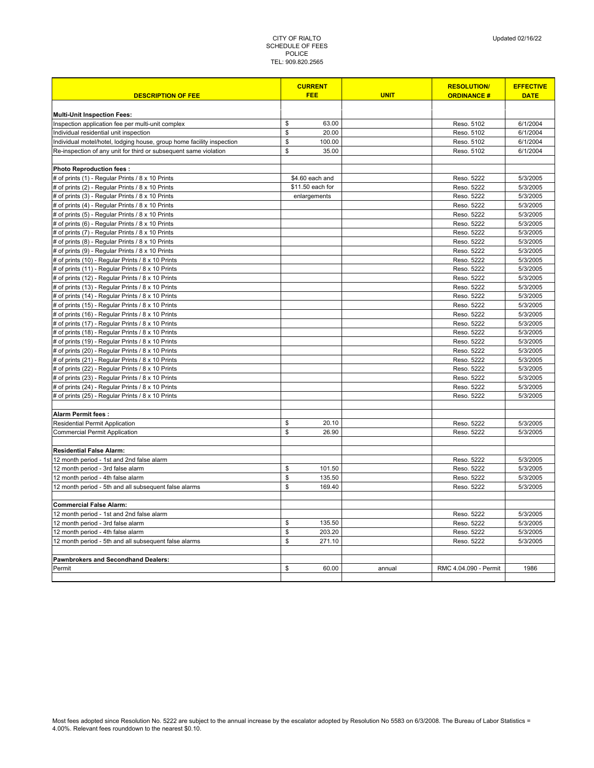CITY OF RIALTO
SCHEDULE OF FEES
POLICE
TEL: 909.820.2565

Updated 02/16/22

| DESCRIPTION OF FEE | CURRENT FEE | UNIT | RESOLUTION/ ORDINANCE # | EFFECTIVE DATE |
|---|---|---|---|---|
| **Multi-Unit Inspection Fees:** | | | | |
| Inspection application fee per multi-unit complex | $ 63.00 | | Reso. 5102 | 6/1/2004 |
| Individual residential unit inspection | $ 20.00 | | Reso. 5102 | 6/1/2004 |
| Individual motel/hotel, lodging house, group home facility inspection | $ 100.00 | | Reso. 5102 | 6/1/2004 |
| Re-inspection of any unit for third or subsequent same violation | $ 35.00 | | Reso. 5102 | 6/1/2004 |
| | | | | |
| **Photo Reproduction fees :** | | | | |
| # of prints (1) - Regular Prints / 8 x 10 Prints | $4.60 each and | | Reso. 5222 | 5/3/2005 |
| # of prints (2) - Regular Prints / 8 x 10 Prints | $11.50 each for | | Reso. 5222 | 5/3/2005 |
| # of prints (3) - Regular Prints / 8 x 10 Prints | enlargements | | Reso. 5222 | 5/3/2005 |
| # of prints (4) - Regular Prints / 8 x 10 Prints | | | Reso. 5222 | 5/3/2005 |
| # of prints (5) - Regular Prints / 8 x 10 Prints | | | Reso. 5222 | 5/3/2005 |
| # of prints (6) - Regular Prints / 8 x 10 Prints | | | Reso. 5222 | 5/3/2005 |
| # of prints (7) - Regular Prints / 8 x 10 Prints | | | Reso. 5222 | 5/3/2005 |
| # of prints (8) - Regular Prints / 8 x 10 Prints | | | Reso. 5222 | 5/3/2005 |
| # of prints (9) - Regular Prints / 8 x 10 Prints | | | Reso. 5222 | 5/3/2005 |
| # of prints (10) - Regular Prints / 8 x 10 Prints | | | Reso. 5222 | 5/3/2005 |
| # of prints (11) - Regular Prints / 8 x 10 Prints | | | Reso. 5222 | 5/3/2005 |
| # of prints (12) - Regular Prints / 8 x 10 Prints | | | Reso. 5222 | 5/3/2005 |
| # of prints (13) - Regular Prints / 8 x 10 Prints | | | Reso. 5222 | 5/3/2005 |
| # of prints (14) - Regular Prints / 8 x 10 Prints | | | Reso. 5222 | 5/3/2005 |
| # of prints (15) - Regular Prints / 8 x 10 Prints | | | Reso. 5222 | 5/3/2005 |
| # of prints (16) - Regular Prints / 8 x 10 Prints | | | Reso. 5222 | 5/3/2005 |
| # of prints (17) - Regular Prints / 8 x 10 Prints | | | Reso. 5222 | 5/3/2005 |
| # of prints (18) - Regular Prints / 8 x 10 Prints | | | Reso. 5222 | 5/3/2005 |
| # of prints (19) - Regular Prints / 8 x 10 Prints | | | Reso. 5222 | 5/3/2005 |
| # of prints (20) - Regular Prints / 8 x 10 Prints | | | Reso. 5222 | 5/3/2005 |
| # of prints (21) - Regular Prints / 8 x 10 Prints | | | Reso. 5222 | 5/3/2005 |
| # of prints (22) - Regular Prints / 8 x 10 Prints | | | Reso. 5222 | 5/3/2005 |
| # of prints (23) - Regular Prints / 8 x 10 Prints | | | Reso. 5222 | 5/3/2005 |
| # of prints (24) - Regular Prints / 8 x 10 Prints | | | Reso. 5222 | 5/3/2005 |
| # of prints (25) - Regular Prints / 8 x 10 Prints | | | Reso. 5222 | 5/3/2005 |
| | | | | |
| **Alarm Permit fees :** | | | | |
| Residential Permit Application | $ 20.10 | | Reso. 5222 | 5/3/2005 |
| Commercial Permit Application | $ 26.90 | | Reso. 5222 | 5/3/2005 |
| | | | | |
| **Residential False Alarm:** | | | | |
| 12 month period - 1st and 2nd false alarm | | | Reso. 5222 | 5/3/2005 |
| 12 month period - 3rd false alarm | $ 101.50 | | Reso. 5222 | 5/3/2005 |
| 12 month period - 4th false alarm | $ 135.50 | | Reso. 5222 | 5/3/2005 |
| 12 month period - 5th and all subsequent false alarms | $ 169.40 | | Reso. 5222 | 5/3/2005 |
| | | | | |
| **Commercial False Alarm:** | | | | |
| 12 month period - 1st and 2nd false alarm | | | Reso. 5222 | 5/3/2005 |
| 12 month period - 3rd false alarm | $ 135.50 | | Reso. 5222 | 5/3/2005 |
| 12 month period - 4th false alarm | $ 203.20 | | Reso. 5222 | 5/3/2005 |
| 12 month period - 5th and all subsequent false alarms | $ 271.10 | | Reso. 5222 | 5/3/2005 |
| | | | | |
| **Pawnbrokers and Secondhand Dealers:** | | | | |
| Permit | $ 60.00 | annual | RMC 4.04.090 - Permit | 1986 |

Most fees adopted since Resolution No. 5222 are subject to the annual increase by the escalator adopted by Resolution No 5583 on 6/3/2008. The Bureau of Labor Statistics = 4.00%. Relevant fees rounddown to the nearest $0.10.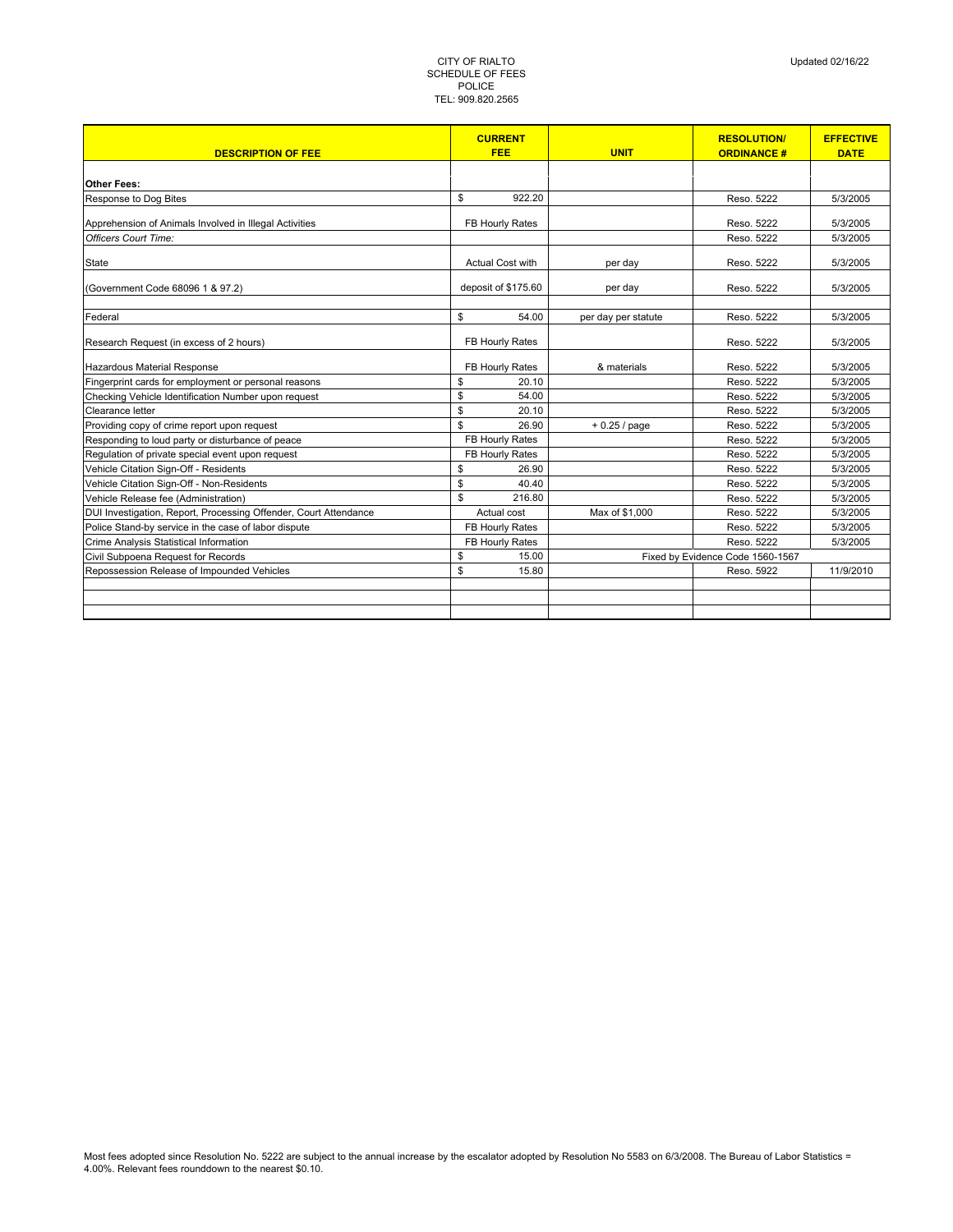CITY OF RIALTO
SCHEDULE OF FEES
POLICE
TEL: 909.820.2565

Updated 02/16/22

| DESCRIPTION OF FEE | CURRENT FEE | UNIT | RESOLUTION/ ORDINANCE # | EFFECTIVE DATE |
|---|---|---|---|---|
| **Other Fees:** | | | | |
| Response to Dog Bites | $ 922.20 | | Reso. 5222 | 5/3/2005 |
| Apprehension of Animals Involved in Illegal Activities | FB Hourly Rates | | Reso. 5222 | 5/3/2005 |
| *Officers Court Time:* | | | Reso. 5222 | 5/3/2005 |
| State | Actual Cost with | per day | Reso. 5222 | 5/3/2005 |
| (Government Code 68096 1 & 97.2) | deposit of $175.60 | per day | Reso. 5222 | 5/3/2005 |
| | | | | |
| Federal | $ 54.00 | per day per statute | Reso. 5222 | 5/3/2005 |
| Research Request (in excess of 2 hours) | FB Hourly Rates | | Reso. 5222 | 5/3/2005 |
| Hazardous Material Response | FB Hourly Rates | & materials | Reso. 5222 | 5/3/2005 |
| Fingerprint cards for employment or personal reasons | $ 20.10 | | Reso. 5222 | 5/3/2005 |
| Checking Vehicle Identification Number upon request | $ 54.00 | | Reso. 5222 | 5/3/2005 |
| Clearance letter | $ 20.10 | | Reso. 5222 | 5/3/2005 |
| Providing copy of crime report upon request | $ 26.90 | + 0.25 / page | Reso. 5222 | 5/3/2005 |
| Responding to loud party or disturbance of peace | FB Hourly Rates | | Reso. 5222 | 5/3/2005 |
| Regulation of private special event upon request | FB Hourly Rates | | Reso. 5222 | 5/3/2005 |
| Vehicle Citation Sign-Off - Residents | $ 26.90 | | Reso. 5222 | 5/3/2005 |
| Vehicle Citation Sign-Off - Non-Residents | $ 40.40 | | Reso. 5222 | 5/3/2005 |
| Vehicle Release fee (Administration) | $ 216.80 | | Reso. 5222 | 5/3/2005 |
| DUI Investigation, Report, Processing Offender, Court Attendance | Actual cost | Max of $1,000 | Reso. 5222 | 5/3/2005 |
| Police Stand-by service in the case of labor dispute | FB Hourly Rates | | Reso. 5222 | 5/3/2005 |
| Crime Analysis Statistical Information | FB Hourly Rates | | Reso. 5222 | 5/3/2005 |
| Civil Subpoena Request for Records | $ 15.00 | Fixed by Evidence Code 1560-1567 | | |
| Repossession Release of Impounded Vehicles | $ 15.80 | | Reso. 5922 | 11/9/2010 |
| | | | | |
| | | | | |
| | | | | |

Most fees adopted since Resolution No. 5222 are subject to the annual increase by the escalator adopted by Resolution No 5583 on 6/3/2008. The Bureau of Labor Statistics = 4.00%. Relevant fees rounddown to the nearest $0.10.